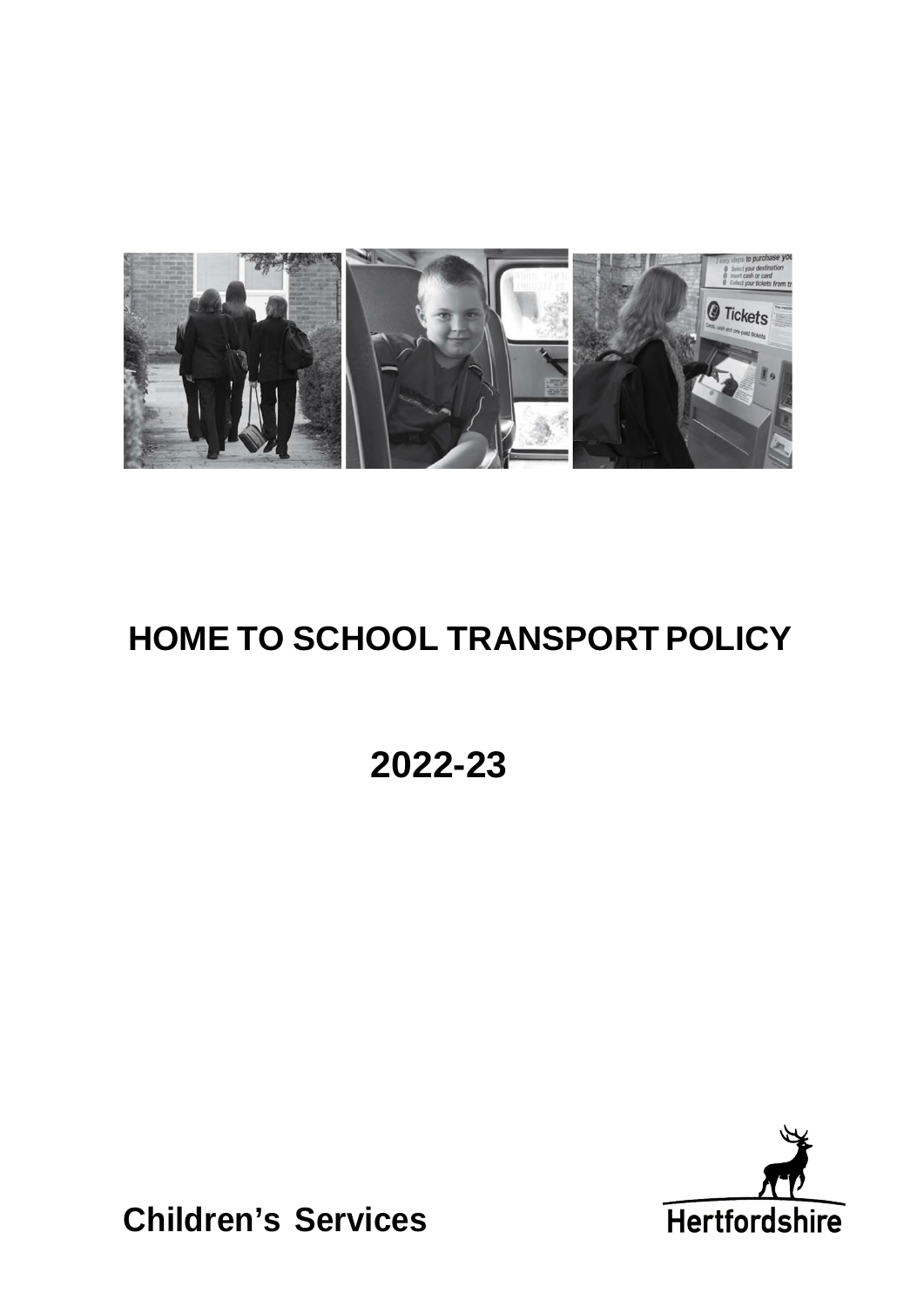# HOME TO SCHOOL TRANSPORT POLICY

# 2022-23

**Children's Services**

Hertfordshire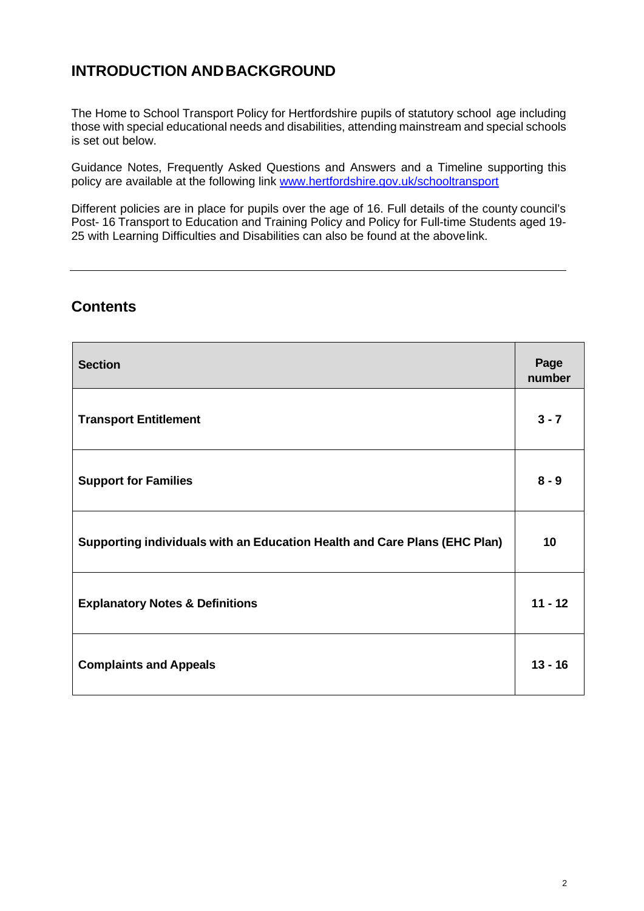## INTRODUCTION AND BACKGROUND

The Home to School Transport Policy for Hertfordshire pupils of statutory school age including those with special educational needs and disabilities, attending mainstream and special schools is set out below.

Guidance Notes, Frequently Asked Questions and Answers and a Timeline supporting this policy are available at the following link www.hertfordshire.gov.uk/schooltransport

Different policies are in place for pupils over the age of 16. Full details of the county council's Post- 16 Transport to Education and Training Policy and Policy for Full-time Students aged 19-25 with Learning Difficulties and Disabilities can also be found at the above link.

---

## Contents

| Section | Page number |
|---|---|
| **Transport Entitlement** | **3 - 7** |
| **Support for Families** | **8 - 9** |
| **Supporting individuals with an Education Health and Care Plans (EHC Plan)** | **10** |
| **Explanatory Notes & Definitions** | **11 - 12** |
| **Complaints and Appeals** | **13 - 16** |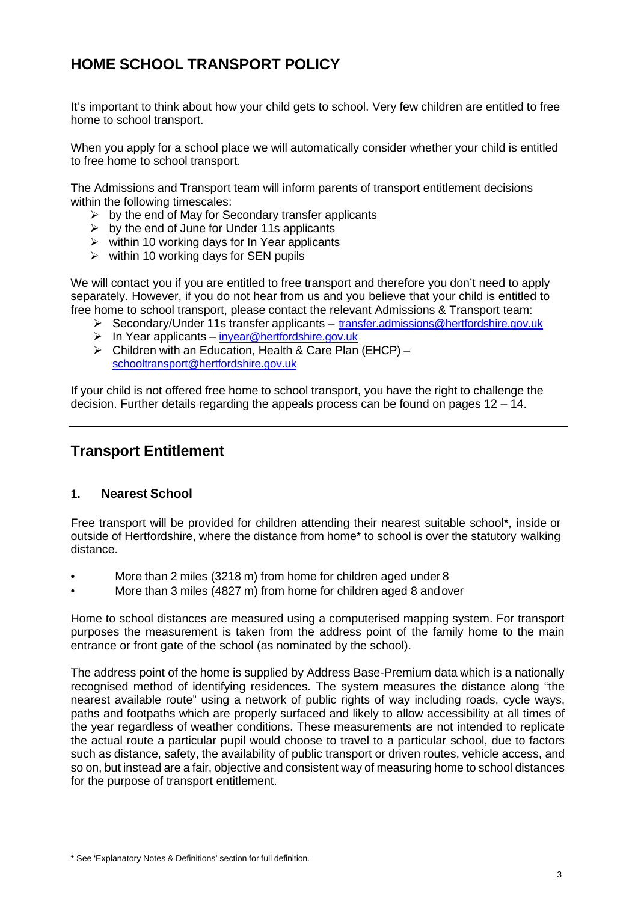# HOME SCHOOL TRANSPORT POLICY

It's important to think about how your child gets to school. Very few children are entitled to free home to school transport.

When you apply for a school place we will automatically consider whether your child is entitled to free home to school transport.

The Admissions and Transport team will inform parents of transport entitlement decisions within the following timescales:

- by the end of May for Secondary transfer applicants
- by the end of June for Under 11s applicants
- within 10 working days for In Year applicants
- within 10 working days for SEN pupils

We will contact you if you are entitled to free transport and therefore you don't need to apply separately. However, if you do not hear from us and you believe that your child is entitled to free home to school transport, please contact the relevant Admissions & Transport team:

- Secondary/Under 11s transfer applicants – transfer.admissions@hertfordshire.gov.uk
- In Year applicants – inyear@hertfordshire.gov.uk
- Children with an Education, Health & Care Plan (EHCP) – schooltransport@hertfordshire.gov.uk

If your child is not offered free home to school transport, you have the right to challenge the decision. Further details regarding the appeals process can be found on pages 12 – 14.

---

## Transport Entitlement

### 1. Nearest School

Free transport will be provided for children attending their nearest suitable school*, inside or outside of Hertfordshire, where the distance from home* to school is over the statutory walking distance.

- More than 2 miles (3218 m) from home for children aged under 8
- More than 3 miles (4827 m) from home for children aged 8 and over

Home to school distances are measured using a computerised mapping system. For transport purposes the measurement is taken from the address point of the family home to the main entrance or front gate of the school (as nominated by the school).

The address point of the home is supplied by Address Base-Premium data which is a nationally recognised method of identifying residences. The system measures the distance along "the nearest available route" using a network of public rights of way including roads, cycle ways, paths and footpaths which are properly surfaced and likely to allow accessibility at all times of the year regardless of weather conditions. These measurements are not intended to replicate the actual route a particular pupil would choose to travel to a particular school, due to factors such as distance, safety, the availability of public transport or driven routes, vehicle access, and so on, but instead are a fair, objective and consistent way of measuring home to school distances for the purpose of transport entitlement.

\* See 'Explanatory Notes & Definitions' section for full definition.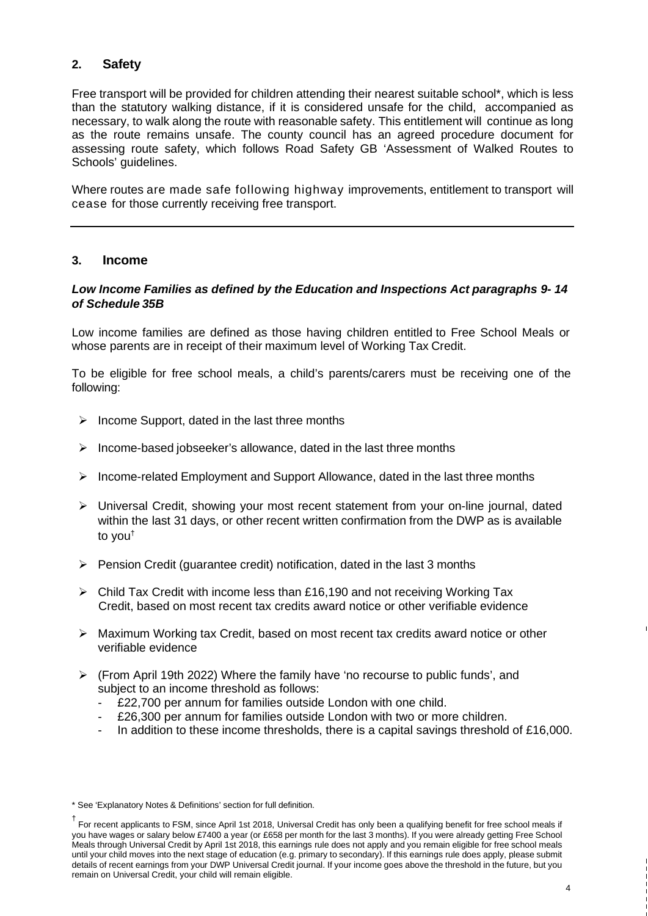## 2. Safety

Free transport will be provided for children attending their nearest suitable school*, which is less than the statutory walking distance, if it is considered unsafe for the child, accompanied as necessary, to walk along the route with reasonable safety. This entitlement will continue as long as the route remains unsafe. The county council has an agreed procedure document for assessing route safety, which follows Road Safety GB 'Assessment of Walked Routes to Schools' guidelines.

Where routes are made safe following highway improvements, entitlement to transport will cease for those currently receiving free transport.

---

## 3. Income

***Low Income Families as defined by the Education and Inspections Act paragraphs 9- 14 of Schedule 35B***

Low income families are defined as those having children entitled to Free School Meals or whose parents are in receipt of their maximum level of Working Tax Credit.

To be eligible for free school meals, a child's parents/carers must be receiving one of the following:

- Income Support, dated in the last three months
- Income-based jobseeker's allowance, dated in the last three months
- Income-related Employment and Support Allowance, dated in the last three months
- Universal Credit, showing your most recent statement from your on-line journal, dated within the last 31 days, or other recent written confirmation from the DWP as is available to you[†]
- Pension Credit (guarantee credit) notification, dated in the last 3 months
- Child Tax Credit with income less than £16,190 and not receiving Working Tax Credit, based on most recent tax credits award notice or other verifiable evidence
- Maximum Working tax Credit, based on most recent tax credits award notice or other verifiable evidence
- (From April 19th 2022) Where the family have 'no recourse to public funds', and subject to an income threshold as follows:
  - £22,700 per annum for families outside London with one child.
  - £26,300 per annum for families outside London with two or more children.
  - In addition to these income thresholds, there is a capital savings threshold of £16,000.

\* See 'Explanatory Notes & Definitions' section for full definition.

[†] For recent applicants to FSM, since April 1st 2018, Universal Credit has only been a qualifying benefit for free school meals if you have wages or salary below £7400 a year (or £658 per month for the last 3 months). If you were already getting Free School Meals through Universal Credit by April 1st 2018, this earnings rule does not apply and you remain eligible for free school meals until your child moves into the next stage of education (e.g. primary to secondary). If this earnings rule does apply, please submit details of recent earnings from your DWP Universal Credit journal. If your income goes above the threshold in the future, but you remain on Universal Credit, your child will remain eligible.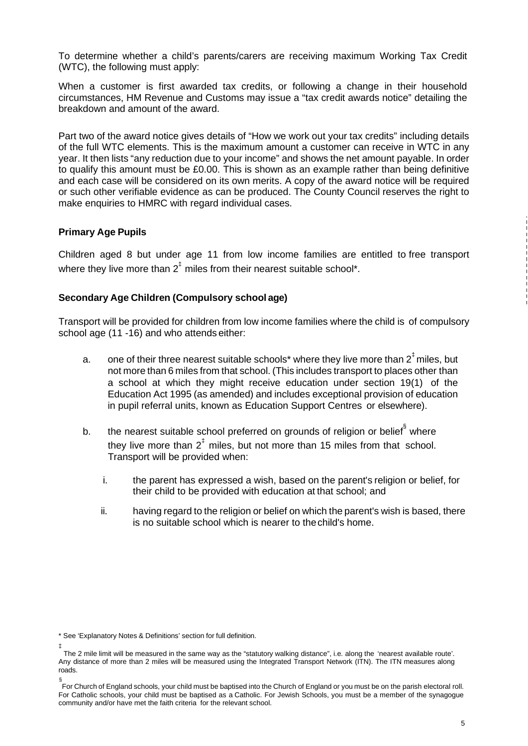To determine whether a child's parents/carers are receiving maximum Working Tax Credit (WTC), the following must apply:

When a customer is first awarded tax credits, or following a change in their household circumstances, HM Revenue and Customs may issue a "tax credit awards notice" detailing the breakdown and amount of the award.

Part two of the award notice gives details of "How we work out your tax credits" including details of the full WTC elements. This is the maximum amount a customer can receive in WTC in any year. It then lists "any reduction due to your income" and shows the net amount payable. In order to qualify this amount must be £0.00. This is shown as an example rather than being definitive and each case will be considered on its own merits. A copy of the award notice will be required or such other verifiable evidence as can be produced. The County Council reserves the right to make enquiries to HMRC with regard individual cases.

### Primary Age Pupils

Children aged 8 but under age 11 from low income families are entitled to free transport where they live more than 2[‡] miles from their nearest suitable school*.

### Secondary Age Children (Compulsory school age)

Transport will be provided for children from low income families where the child is of compulsory school age (11 -16) and who attends either:

a. one of their three nearest suitable schools* where they live more than 2[‡] miles, but not more than 6 miles from that school. (This includes transport to places other than a school at which they might receive education under section 19(1) of the Education Act 1995 (as amended) and includes exceptional provision of education in pupil referral units, known as Education Support Centres or elsewhere).

b. the nearest suitable school preferred on grounds of religion or belief[§] where they live more than 2[‡] miles, but not more than 15 miles from that school. Transport will be provided when:

   i. the parent has expressed a wish, based on the parent's religion or belief, for their child to be provided with education at that school; and

   ii. having regard to the religion or belief on which the parent's wish is based, there is no suitable school which is nearer to the child's home.

---

* See 'Explanatory Notes & Definitions' section for full definition.

[‡] The 2 mile limit will be measured in the same way as the "statutory walking distance", i.e. along the 'nearest available route'. Any distance of more than 2 miles will be measured using the Integrated Transport Network (ITN). The ITN measures along roads.

[§] For Church of England schools, your child must be baptised into the Church of England or you must be on the parish electoral roll. For Catholic schools, your child must be baptised as a Catholic. For Jewish Schools, you must be a member of the synagogue community and/or have met the faith criteria for the relevant school.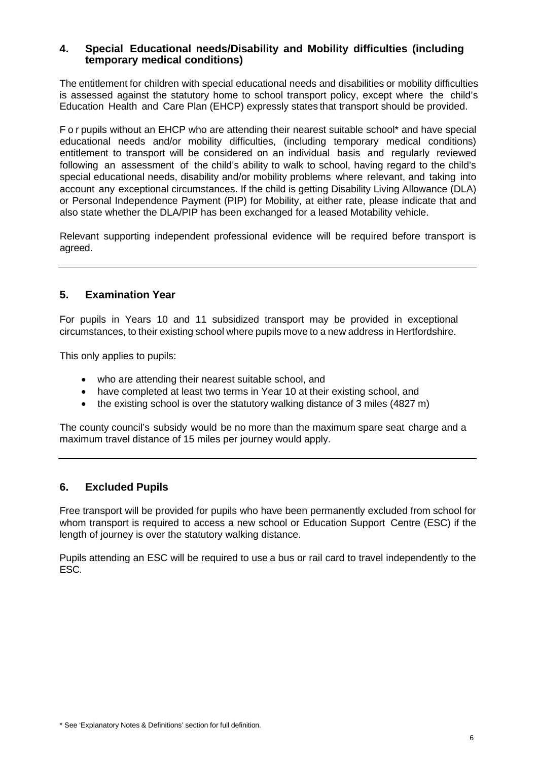## 4. Special Educational needs/Disability and Mobility difficulties (including temporary medical conditions)

The entitlement for children with special educational needs and disabilities or mobility difficulties is assessed against the statutory home to school transport policy, except where the child's Education Health and Care Plan (EHCP) expressly states that transport should be provided.

For pupils without an EHCP who are attending their nearest suitable school* and have special educational needs and/or mobility difficulties, (including temporary medical conditions) entitlement to transport will be considered on an individual basis and regularly reviewed following an assessment of the child's ability to walk to school, having regard to the child's special educational needs, disability and/or mobility problems where relevant, and taking into account any exceptional circumstances. If the child is getting Disability Living Allowance (DLA) or Personal Independence Payment (PIP) for Mobility, at either rate, please indicate that and also state whether the DLA/PIP has been exchanged for a leased Motability vehicle.

Relevant supporting independent professional evidence will be required before transport is agreed.

---

## 5. Examination Year

For pupils in Years 10 and 11 subsidized transport may be provided in exceptional circumstances, to their existing school where pupils move to a new address in Hertfordshire.

This only applies to pupils:

- who are attending their nearest suitable school, and
- have completed at least two terms in Year 10 at their existing school, and
- the existing school is over the statutory walking distance of 3 miles (4827 m)

The county council's subsidy would be no more than the maximum spare seat charge and a maximum travel distance of 15 miles per journey would apply.

---

## 6. Excluded Pupils

Free transport will be provided for pupils who have been permanently excluded from school for whom transport is required to access a new school or Education Support Centre (ESC) if the length of journey is over the statutory walking distance.

Pupils attending an ESC will be required to use a bus or rail card to travel independently to the ESC.

\* See 'Explanatory Notes & Definitions' section for full definition.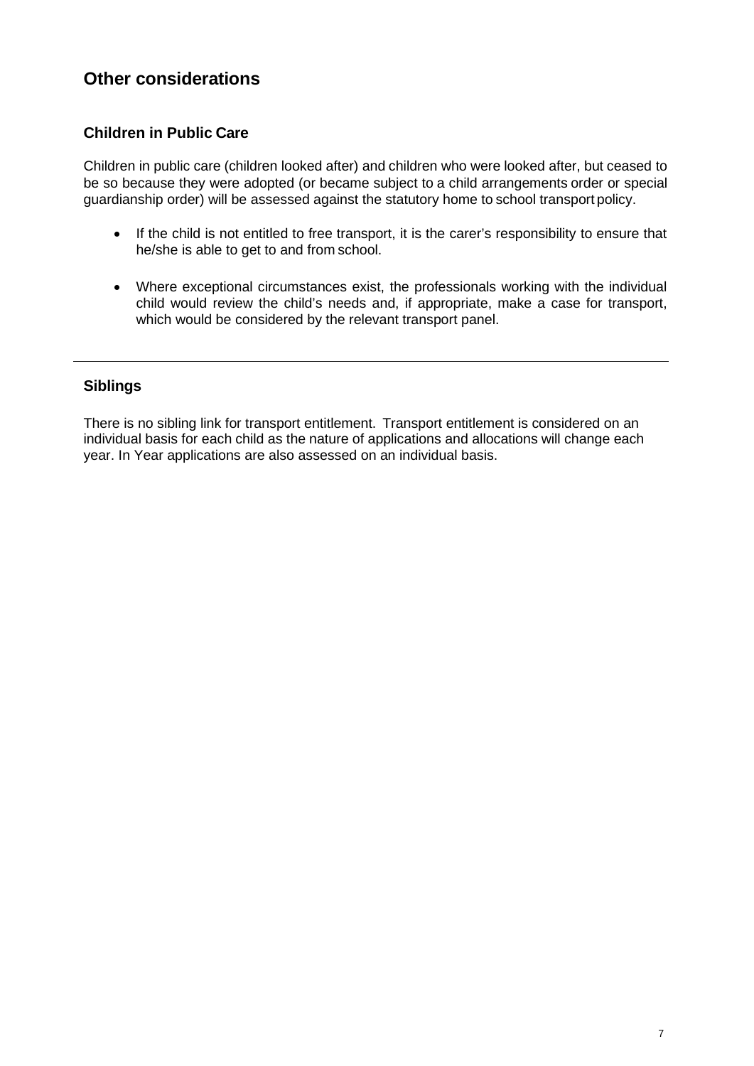## Other considerations

### Children in Public Care

Children in public care (children looked after) and children who were looked after, but ceased to be so because they were adopted (or became subject to a child arrangements order or special guardianship order) will be assessed against the statutory home to school transport policy.

- If the child is not entitled to free transport, it is the carer's responsibility to ensure that he/she is able to get to and from school.
- Where exceptional circumstances exist, the professionals working with the individual child would review the child's needs and, if appropriate, make a case for transport, which would be considered by the relevant transport panel.

---

### Siblings

There is no sibling link for transport entitlement. Transport entitlement is considered on an individual basis for each child as the nature of applications and allocations will change each year. In Year applications are also assessed on an individual basis.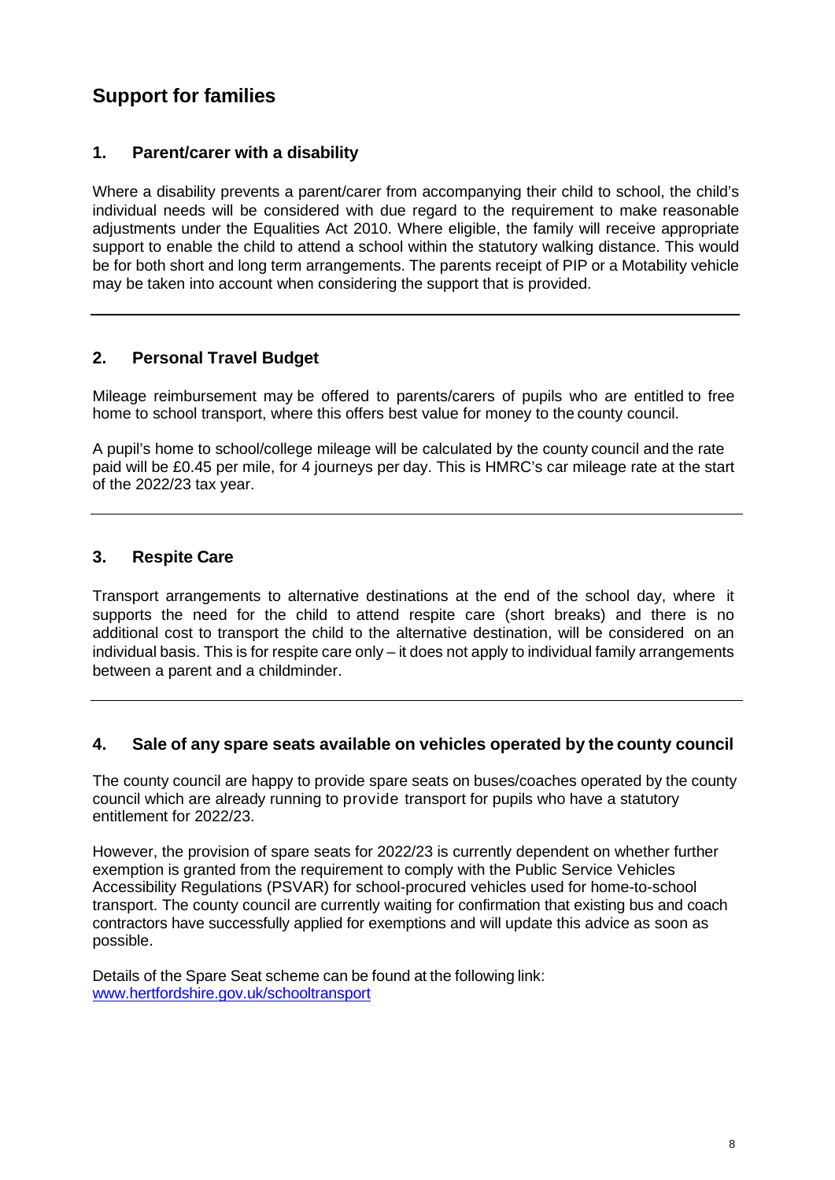## Support for families

### 1. Parent/carer with a disability

Where a disability prevents a parent/carer from accompanying their child to school, the child's individual needs will be considered with due regard to the requirement to make reasonable adjustments under the Equalities Act 2010. Where eligible, the family will receive appropriate support to enable the child to attend a school within the statutory walking distance. This would be for both short and long term arrangements. The parents receipt of PIP or a Motability vehicle may be taken into account when considering the support that is provided.

---

### 2. Personal Travel Budget

Mileage reimbursement may be offered to parents/carers of pupils who are entitled to free home to school transport, where this offers best value for money to the county council.

A pupil's home to school/college mileage will be calculated by the county council and the rate paid will be £0.45 per mile, for 4 journeys per day. This is HMRC's car mileage rate at the start of the 2022/23 tax year.

---

### 3. Respite Care

Transport arrangements to alternative destinations at the end of the school day, where it supports the need for the child to attend respite care (short breaks) and there is no additional cost to transport the child to the alternative destination, will be considered on an individual basis. This is for respite care only – it does not apply to individual family arrangements between a parent and a childminder.

---

### 4. Sale of any spare seats available on vehicles operated by the county council

The county council are happy to provide spare seats on buses/coaches operated by the county council which are already running to provide transport for pupils who have a statutory entitlement for 2022/23.

However, the provision of spare seats for 2022/23 is currently dependent on whether further exemption is granted from the requirement to comply with the Public Service Vehicles Accessibility Regulations (PSVAR) for school-procured vehicles used for home-to-school transport. The county council are currently waiting for confirmation that existing bus and coach contractors have successfully applied for exemptions and will update this advice as soon as possible.

Details of the Spare Seat scheme can be found at the following link:
[www.hertfordshire.gov.uk/schooltransport](http://www.hertfordshire.gov.uk/schooltransport)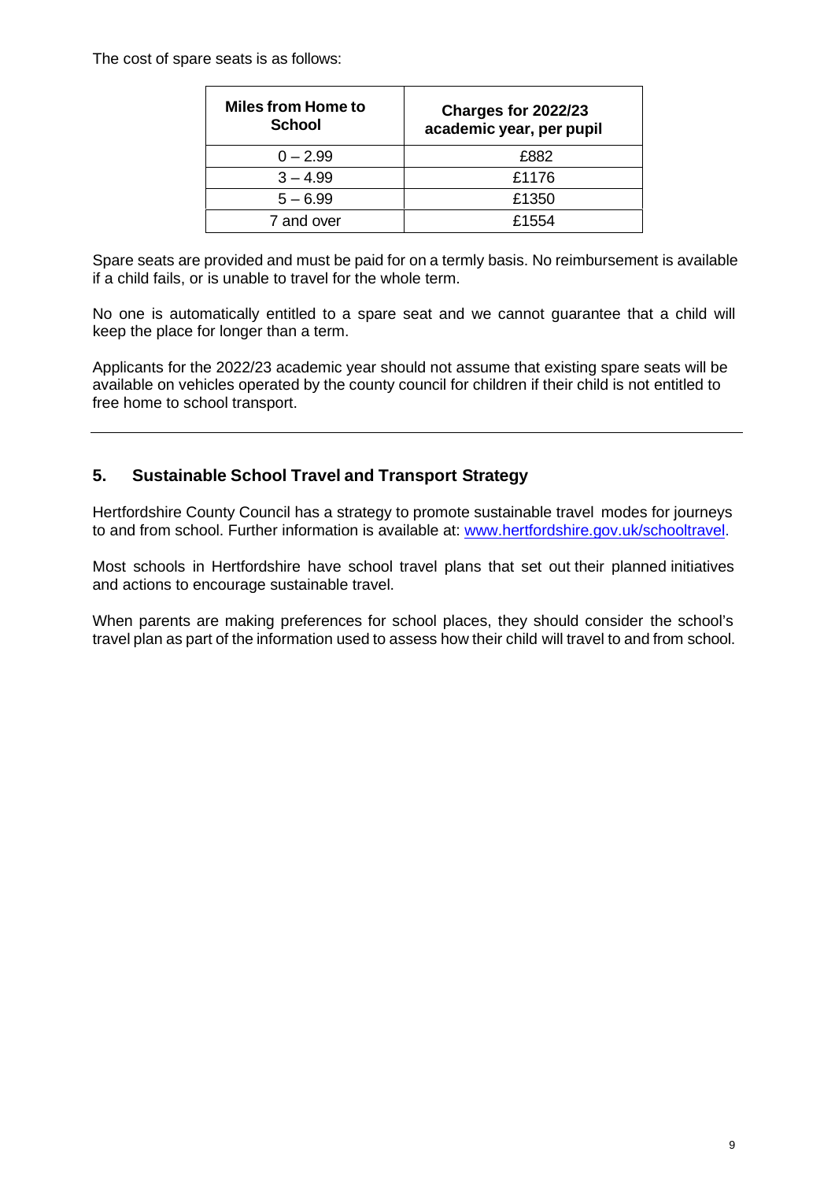The cost of spare seats is as follows:

| Miles from Home to School | Charges for 2022/23 academic year, per pupil |
| --- | --- |
| 0 – 2.99 | £882 |
| 3 – 4.99 | £1176 |
| 5 – 6.99 | £1350 |
| 7 and over | £1554 |

Spare seats are provided and must be paid for on a termly basis. No reimbursement is available if a child fails, or is unable to travel for the whole term.

No one is automatically entitled to a spare seat and we cannot guarantee that a child will keep the place for longer than a term.

Applicants for the 2022/23 academic year should not assume that existing spare seats will be available on vehicles operated by the county council for children if their child is not entitled to free home to school transport.

---

## 5. Sustainable School Travel and Transport Strategy

Hertfordshire County Council has a strategy to promote sustainable travel modes for journeys to and from school. Further information is available at: [www.hertfordshire.gov.uk/schooltravel](http://www.hertfordshire.gov.uk/schooltravel).

Most schools in Hertfordshire have school travel plans that set out their planned initiatives and actions to encourage sustainable travel.

When parents are making preferences for school places, they should consider the school's travel plan as part of the information used to assess how their child will travel to and from school.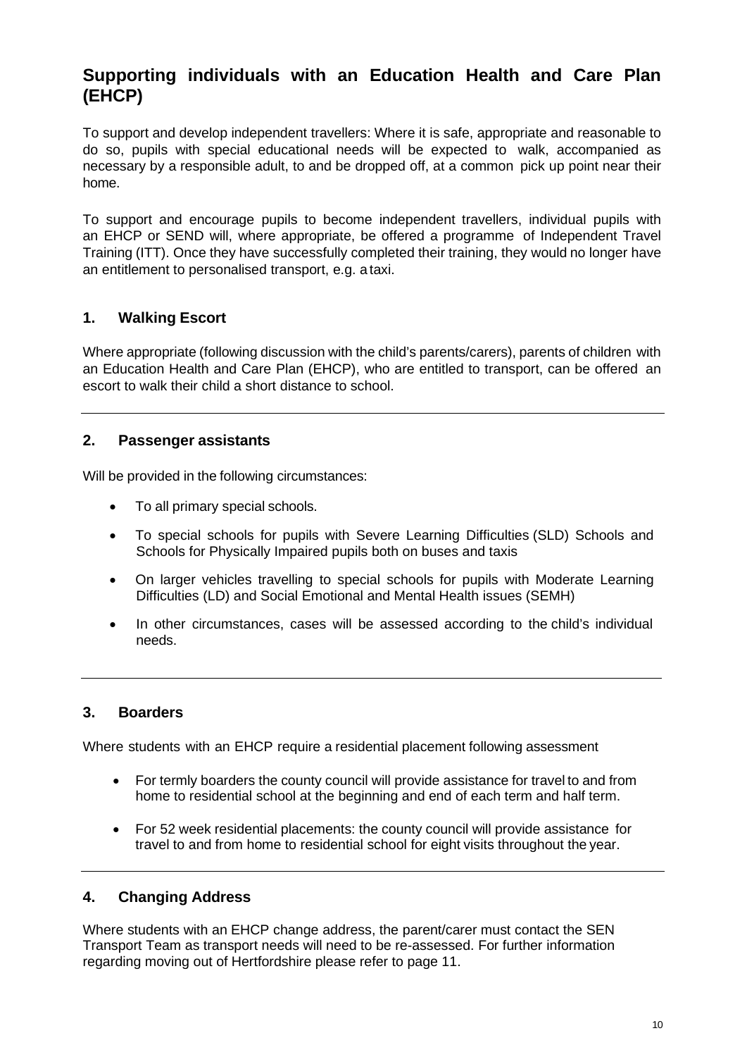## Supporting individuals with an Education Health and Care Plan (EHCP)

To support and develop independent travellers: Where it is safe, appropriate and reasonable to do so, pupils with special educational needs will be expected to walk, accompanied as necessary by a responsible adult, to and be dropped off, at a common pick up point near their home.

To support and encourage pupils to become independent travellers, individual pupils with an EHCP or SEND will, where appropriate, be offered a programme of Independent Travel Training (ITT). Once they have successfully completed their training, they would no longer have an entitlement to personalised transport, e.g. a taxi.

### 1. Walking Escort

Where appropriate (following discussion with the child's parents/carers), parents of children with an Education Health and Care Plan (EHCP), who are entitled to transport, can be offered an escort to walk their child a short distance to school.

---

### 2. Passenger assistants

Will be provided in the following circumstances:

- To all primary special schools.
- To special schools for pupils with Severe Learning Difficulties (SLD) Schools and Schools for Physically Impaired pupils both on buses and taxis
- On larger vehicles travelling to special schools for pupils with Moderate Learning Difficulties (LD) and Social Emotional and Mental Health issues (SEMH)
- In other circumstances, cases will be assessed according to the child's individual needs.

---

### 3. Boarders

Where students with an EHCP require a residential placement following assessment

- For termly boarders the county council will provide assistance for travel to and from home to residential school at the beginning and end of each term and half term.
- For 52 week residential placements: the county council will provide assistance for travel to and from home to residential school for eight visits throughout the year.

---

### 4. Changing Address

Where students with an EHCP change address, the parent/carer must contact the SEN Transport Team as transport needs will need to be re-assessed. For further information regarding moving out of Hertfordshire please refer to page 11.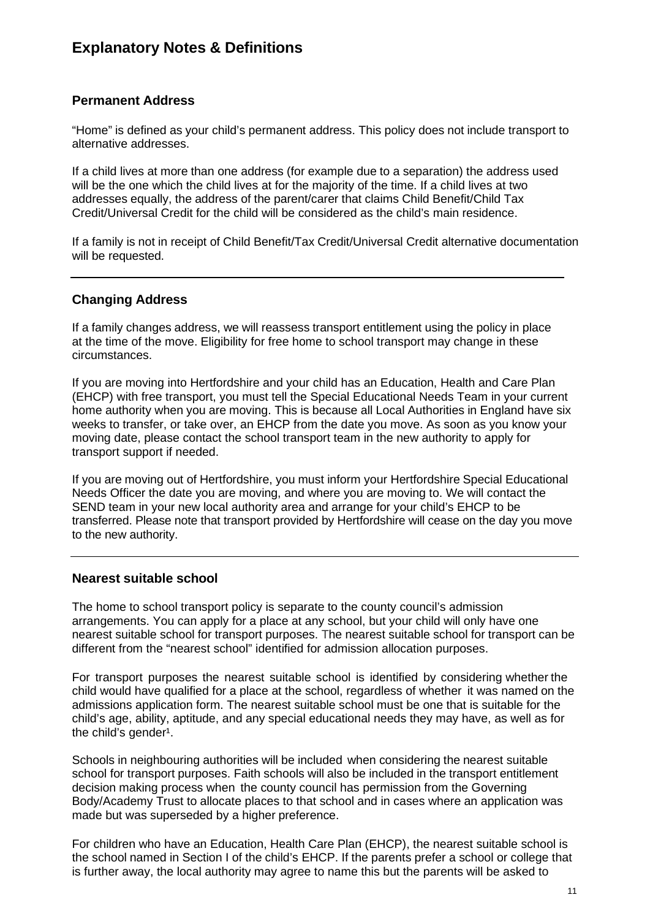# Explanatory Notes & Definitions

## Permanent Address

"Home" is defined as your child's permanent address. This policy does not include transport to alternative addresses.

If a child lives at more than one address (for example due to a separation) the address used will be the one which the child lives at for the majority of the time. If a child lives at two addresses equally, the address of the parent/carer that claims Child Benefit/Child Tax Credit/Universal Credit for the child will be considered as the child's main residence.

If a family is not in receipt of Child Benefit/Tax Credit/Universal Credit alternative documentation will be requested.

---

## Changing Address

If a family changes address, we will reassess transport entitlement using the policy in place at the time of the move. Eligibility for free home to school transport may change in these circumstances.

If you are moving into Hertfordshire and your child has an Education, Health and Care Plan (EHCP) with free transport, you must tell the Special Educational Needs Team in your current home authority when you are moving. This is because all Local Authorities in England have six weeks to transfer, or take over, an EHCP from the date you move. As soon as you know your moving date, please contact the school transport team in the new authority to apply for transport support if needed.

If you are moving out of Hertfordshire, you must inform your Hertfordshire Special Educational Needs Officer the date you are moving, and where you are moving to. We will contact the SEND team in your new local authority area and arrange for your child's EHCP to be transferred. Please note that transport provided by Hertfordshire will cease on the day you move to the new authority.

---

## Nearest suitable school

The home to school transport policy is separate to the county council's admission arrangements. You can apply for a place at any school, but your child will only have one nearest suitable school for transport purposes. The nearest suitable school for transport can be different from the "nearest school" identified for admission allocation purposes.

For transport purposes the nearest suitable school is identified by considering whether the child would have qualified for a place at the school, regardless of whether it was named on the admissions application form. The nearest suitable school must be one that is suitable for the child's age, ability, aptitude, and any special educational needs they may have, as well as for the child's gender[1].

Schools in neighbouring authorities will be included when considering the nearest suitable school for transport purposes. Faith schools will also be included in the transport entitlement decision making process when the county council has permission from the Governing Body/Academy Trust to allocate places to that school and in cases where an application was made but was superseded by a higher preference.

For children who have an Education, Health Care Plan (EHCP), the nearest suitable school is the school named in Section I of the child's EHCP. If the parents prefer a school or college that is further away, the local authority may agree to name this but the parents will be asked to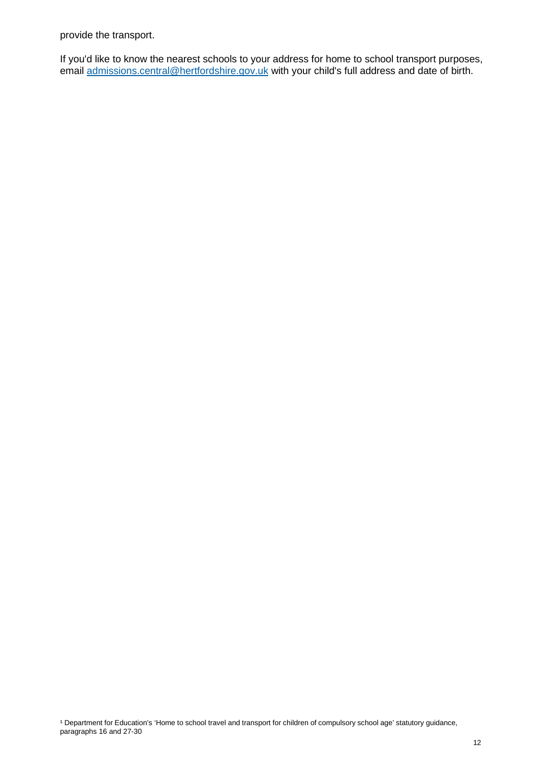provide the transport.

If you'd like to know the nearest schools to your address for home to school transport purposes, email [admissions.central@hertfordshire.gov.uk](mailto:admissions.central@hertfordshire.gov.uk) with your child's full address and date of birth.

[1] Department for Education's 'Home to school travel and transport for children of compulsory school age' statutory guidance, paragraphs 16 and 27-30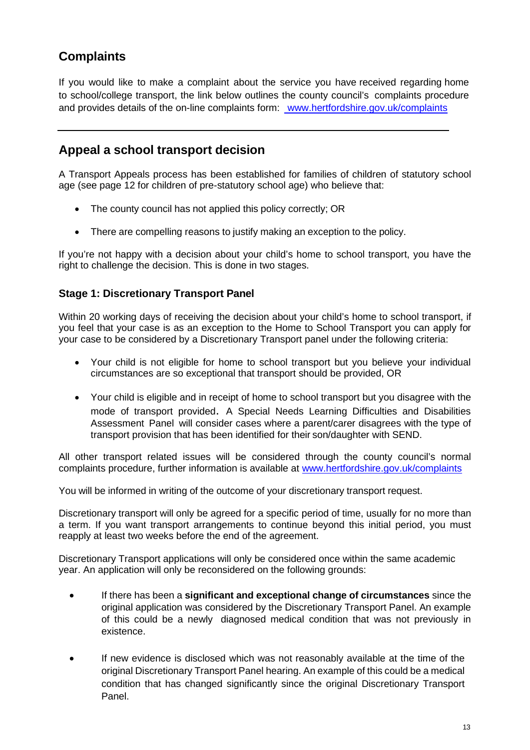## Complaints

If you would like to make a complaint about the service you have received regarding home to school/college transport, the link below outlines the county council's complaints procedure and provides details of the on-line complaints form: [www.hertfordshire.gov.uk/complaints](http://www.hertfordshire.gov.uk/complaints)

---

## Appeal a school transport decision

A Transport Appeals process has been established for families of children of statutory school age (see page 12 for children of pre-statutory school age) who believe that:

- The county council has not applied this policy correctly; OR
- There are compelling reasons to justify making an exception to the policy.

If you're not happy with a decision about your child's home to school transport, you have the right to challenge the decision. This is done in two stages.

### Stage 1: Discretionary Transport Panel

Within 20 working days of receiving the decision about your child's home to school transport, if you feel that your case is as an exception to the Home to School Transport you can apply for your case to be considered by a Discretionary Transport panel under the following criteria:

- Your child is not eligible for home to school transport but you believe your individual circumstances are so exceptional that transport should be provided, OR
- Your child is eligible and in receipt of home to school transport but you disagree with the mode of transport provided. A Special Needs Learning Difficulties and Disabilities Assessment Panel will consider cases where a parent/carer disagrees with the type of transport provision that has been identified for their son/daughter with SEND.

All other transport related issues will be considered through the county council's normal complaints procedure, further information is available at [www.hertfordshire.gov.uk/complaints](http://www.hertfordshire.gov.uk/complaints)

You will be informed in writing of the outcome of your discretionary transport request.

Discretionary transport will only be agreed for a specific period of time, usually for no more than a term. If you want transport arrangements to continue beyond this initial period, you must reapply at least two weeks before the end of the agreement.

Discretionary Transport applications will only be considered once within the same academic year. An application will only be reconsidered on the following grounds:

- If there has been a **significant and exceptional change of circumstances** since the original application was considered by the Discretionary Transport Panel. An example of this could be a newly diagnosed medical condition that was not previously in existence.
- If new evidence is disclosed which was not reasonably available at the time of the original Discretionary Transport Panel hearing. An example of this could be a medical condition that has changed significantly since the original Discretionary Transport Panel.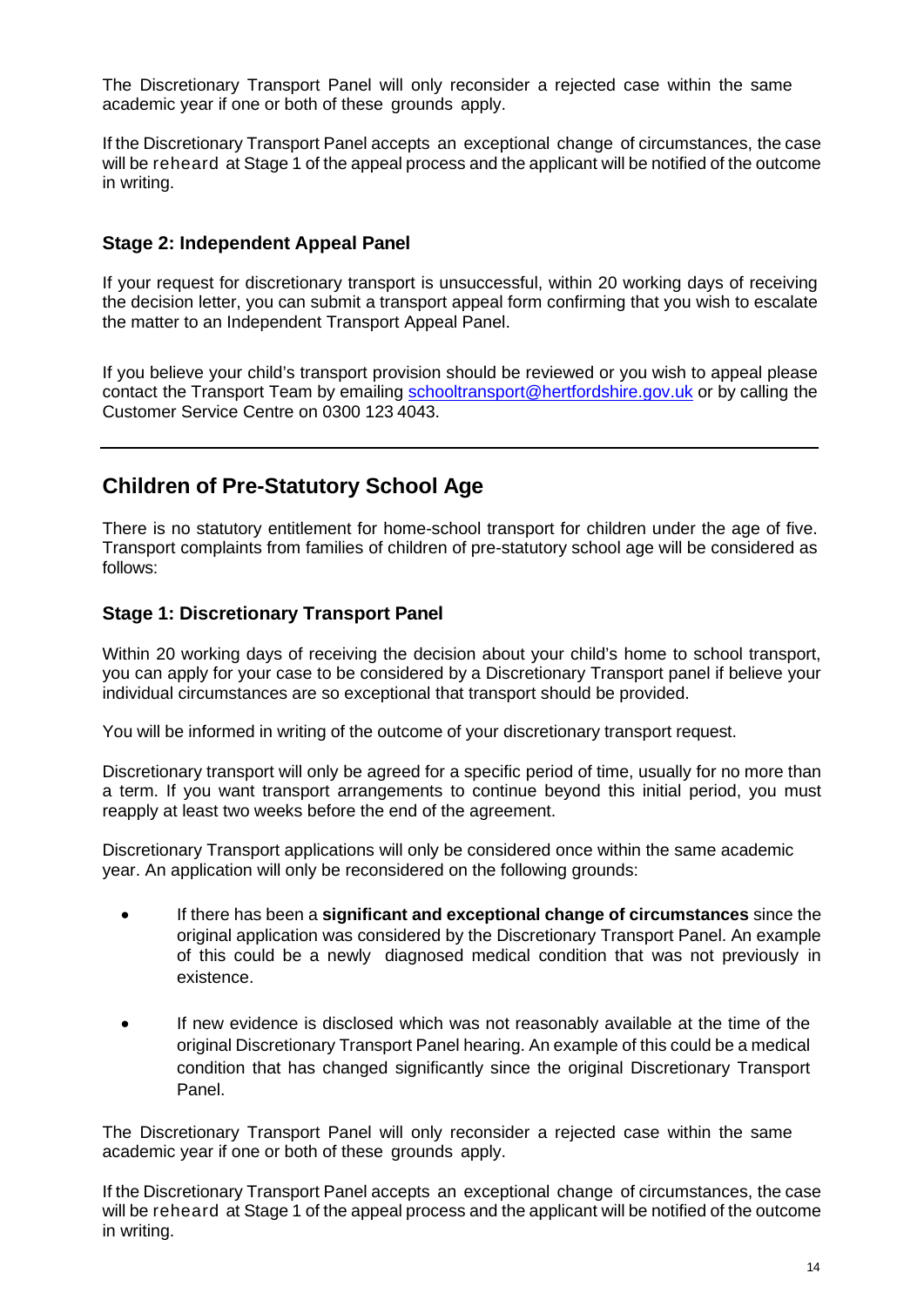The Discretionary Transport Panel will only reconsider a rejected case within the same academic year if one or both of these grounds apply.

If the Discretionary Transport Panel accepts an exceptional change of circumstances, the case will be reheard at Stage 1 of the appeal process and the applicant will be notified of the outcome in writing.

### Stage 2: Independent Appeal Panel

If your request for discretionary transport is unsuccessful, within 20 working days of receiving the decision letter, you can submit a transport appeal form confirming that you wish to escalate the matter to an Independent Transport Appeal Panel.

If you believe your child's transport provision should be reviewed or you wish to appeal please contact the Transport Team by emailing schooltransport@hertfordshire.gov.uk or by calling the Customer Service Centre on 0300 123 4043.

---

## Children of Pre-Statutory School Age

There is no statutory entitlement for home-school transport for children under the age of five. Transport complaints from families of children of pre-statutory school age will be considered as follows:

### Stage 1: Discretionary Transport Panel

Within 20 working days of receiving the decision about your child's home to school transport, you can apply for your case to be considered by a Discretionary Transport panel if believe your individual circumstances are so exceptional that transport should be provided.

You will be informed in writing of the outcome of your discretionary transport request.

Discretionary transport will only be agreed for a specific period of time, usually for no more than a term. If you want transport arrangements to continue beyond this initial period, you must reapply at least two weeks before the end of the agreement.

Discretionary Transport applications will only be considered once within the same academic year. An application will only be reconsidered on the following grounds:

- If there has been a **significant and exceptional change of circumstances** since the original application was considered by the Discretionary Transport Panel. An example of this could be a newly diagnosed medical condition that was not previously in existence.
- If new evidence is disclosed which was not reasonably available at the time of the original Discretionary Transport Panel hearing. An example of this could be a medical condition that has changed significantly since the original Discretionary Transport Panel.

The Discretionary Transport Panel will only reconsider a rejected case within the same academic year if one or both of these grounds apply.

If the Discretionary Transport Panel accepts an exceptional change of circumstances, the case will be reheard at Stage 1 of the appeal process and the applicant will be notified of the outcome in writing.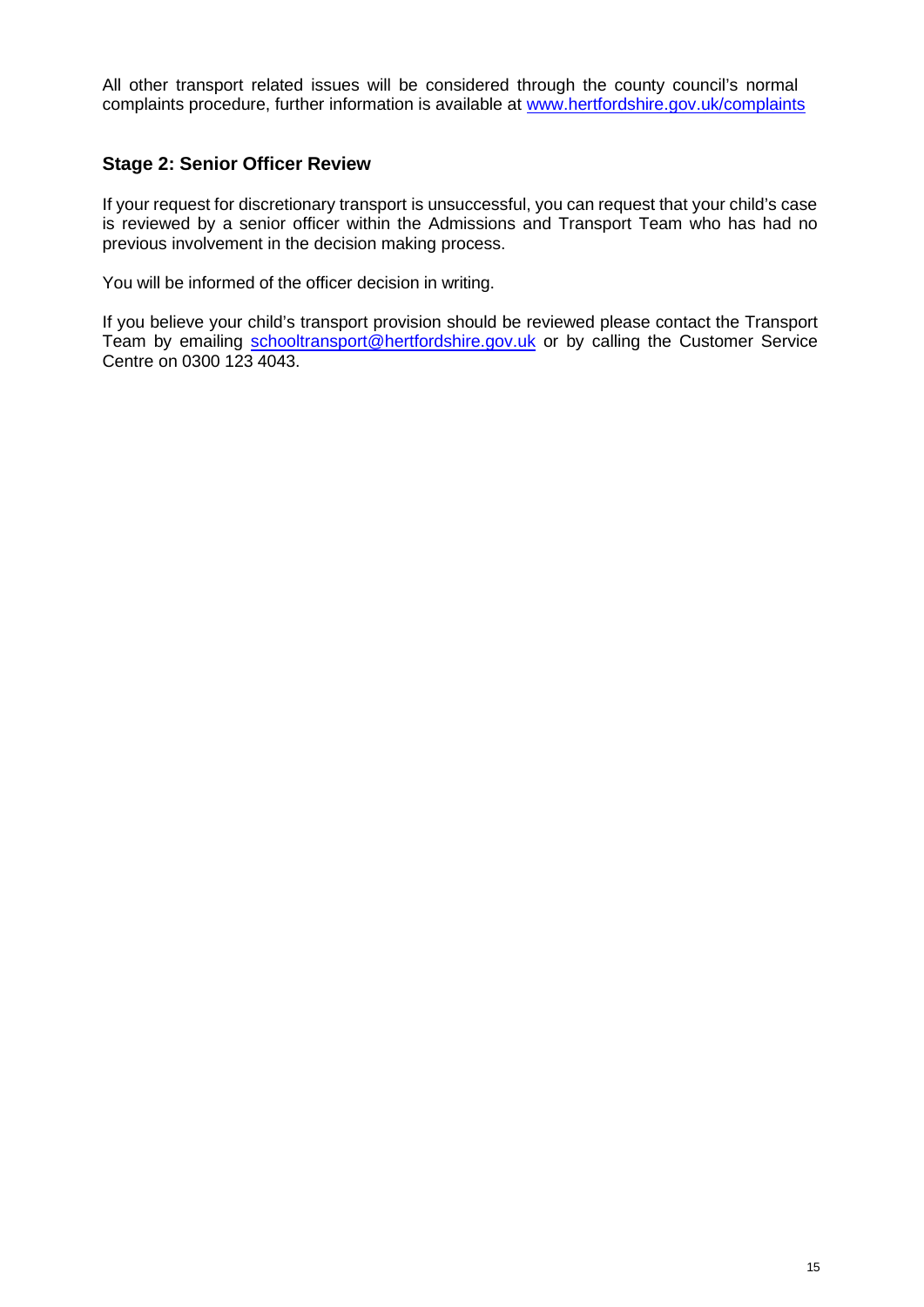All other transport related issues will be considered through the county council's normal complaints procedure, further information is available at [www.hertfordshire.gov.uk/complaints](http://www.hertfordshire.gov.uk/complaints)

## Stage 2: Senior Officer Review

If your request for discretionary transport is unsuccessful, you can request that your child's case is reviewed by a senior officer within the Admissions and Transport Team who has had no previous involvement in the decision making process.

You will be informed of the officer decision in writing.

If you believe your child's transport provision should be reviewed please contact the Transport Team by emailing [schooltransport@hertfordshire.gov.uk](mailto:schooltransport@hertfordshire.gov.uk) or by calling the Customer Service Centre on 0300 123 4043.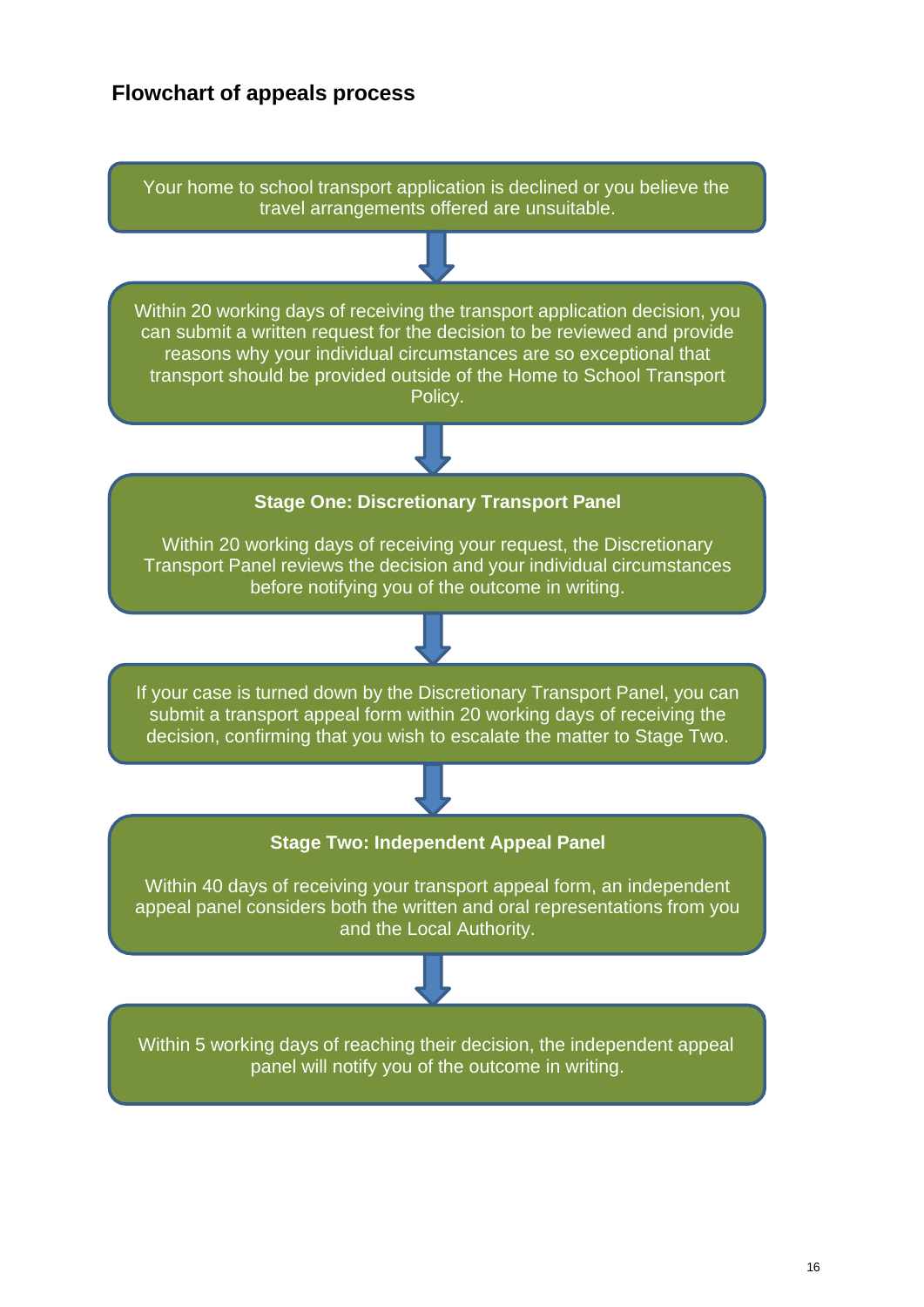## Flowchart of appeals process

Your home to school transport application is declined or you believe the travel arrangements offered are unsuitable.

↓

Within 20 working days of receiving the transport application decision, you can submit a written request for the decision to be reviewed and provide reasons why your individual circumstances are so exceptional that transport should be provided outside of the Home to School Transport Policy.

↓

**Stage One: Discretionary Transport Panel**

Within 20 working days of receiving your request, the Discretionary Transport Panel reviews the decision and your individual circumstances before notifying you of the outcome in writing.

↓

If your case is turned down by the Discretionary Transport Panel, you can submit a transport appeal form within 20 working days of receiving the decision, confirming that you wish to escalate the matter to Stage Two.

↓

**Stage Two: Independent Appeal Panel**

Within 40 days of receiving your transport appeal form, an independent appeal panel considers both the written and oral representations from you and the Local Authority.

↓

Within 5 working days of reaching their decision, the independent appeal panel will notify you of the outcome in writing.